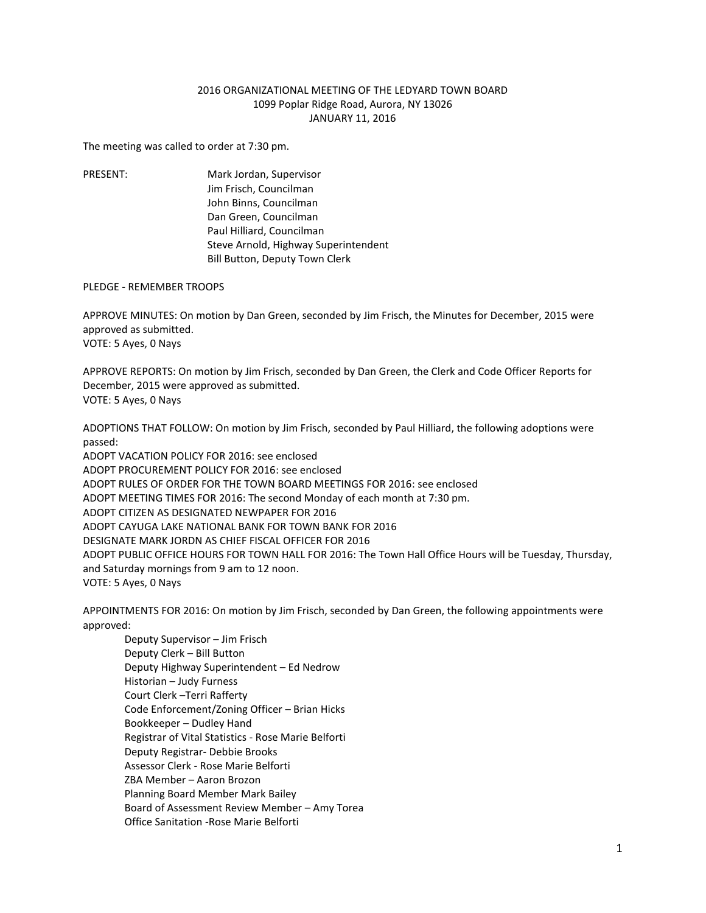2016 ORGANIZATIONAL MEETING OF THE LEDYARD TOWN BOARD
1099 Poplar Ridge Road, Aurora, NY 13026
JANUARY 11, 2016

The meeting was called to order at 7:30 pm.

PRESENT:
Mark Jordan, Supervisor
Jim Frisch, Councilman
John Binns, Councilman
Dan Green, Councilman
Paul Hilliard, Councilman
Steve Arnold, Highway Superintendent
Bill Button, Deputy Town Clerk

PLEDGE - REMEMBER TROOPS

APPROVE MINUTES: On motion by Dan Green, seconded by Jim Frisch, the Minutes for December, 2015 were approved as submitted.
VOTE: 5 Ayes, 0 Nays

APPROVE REPORTS: On motion by Jim Frisch, seconded by Dan Green, the Clerk and Code Officer Reports for December, 2015 were approved as submitted.
VOTE: 5 Ayes, 0 Nays

ADOPTIONS THAT FOLLOW: On motion by Jim Frisch, seconded by Paul Hilliard, the following adoptions were passed:
ADOPT VACATION POLICY FOR 2016: see enclosed
ADOPT PROCUREMENT POLICY FOR 2016: see enclosed
ADOPT RULES OF ORDER FOR THE TOWN BOARD MEETINGS FOR 2016: see enclosed
ADOPT MEETING TIMES FOR 2016: The second Monday of each month at 7:30 pm.
ADOPT CITIZEN AS DESIGNATED NEWPAPER FOR 2016
ADOPT CAYUGA LAKE NATIONAL BANK FOR TOWN BANK FOR 2016
DESIGNATE MARK JORDN AS CHIEF FISCAL OFFICER FOR 2016
ADOPT PUBLIC OFFICE HOURS FOR TOWN HALL FOR 2016: The Town Hall Office Hours will be Tuesday, Thursday, and Saturday mornings from 9 am to 12 noon.
VOTE: 5 Ayes, 0 Nays

APPOINTMENTS FOR 2016: On motion by Jim Frisch, seconded by Dan Green, the following appointments were approved:

Deputy Supervisor – Jim Frisch
Deputy Clerk – Bill Button
Deputy Highway Superintendent – Ed Nedrow
Historian – Judy Furness
Court Clerk –Terri Rafferty
Code Enforcement/Zoning Officer – Brian Hicks
Bookkeeper – Dudley Hand
Registrar of Vital Statistics - Rose Marie Belforti
Deputy Registrar- Debbie Brooks
Assessor Clerk - Rose Marie Belforti
ZBA Member – Aaron Brozon
Planning Board Member Mark Bailey
Board of Assessment Review Member – Amy Torea
Office Sanitation -Rose Marie Belforti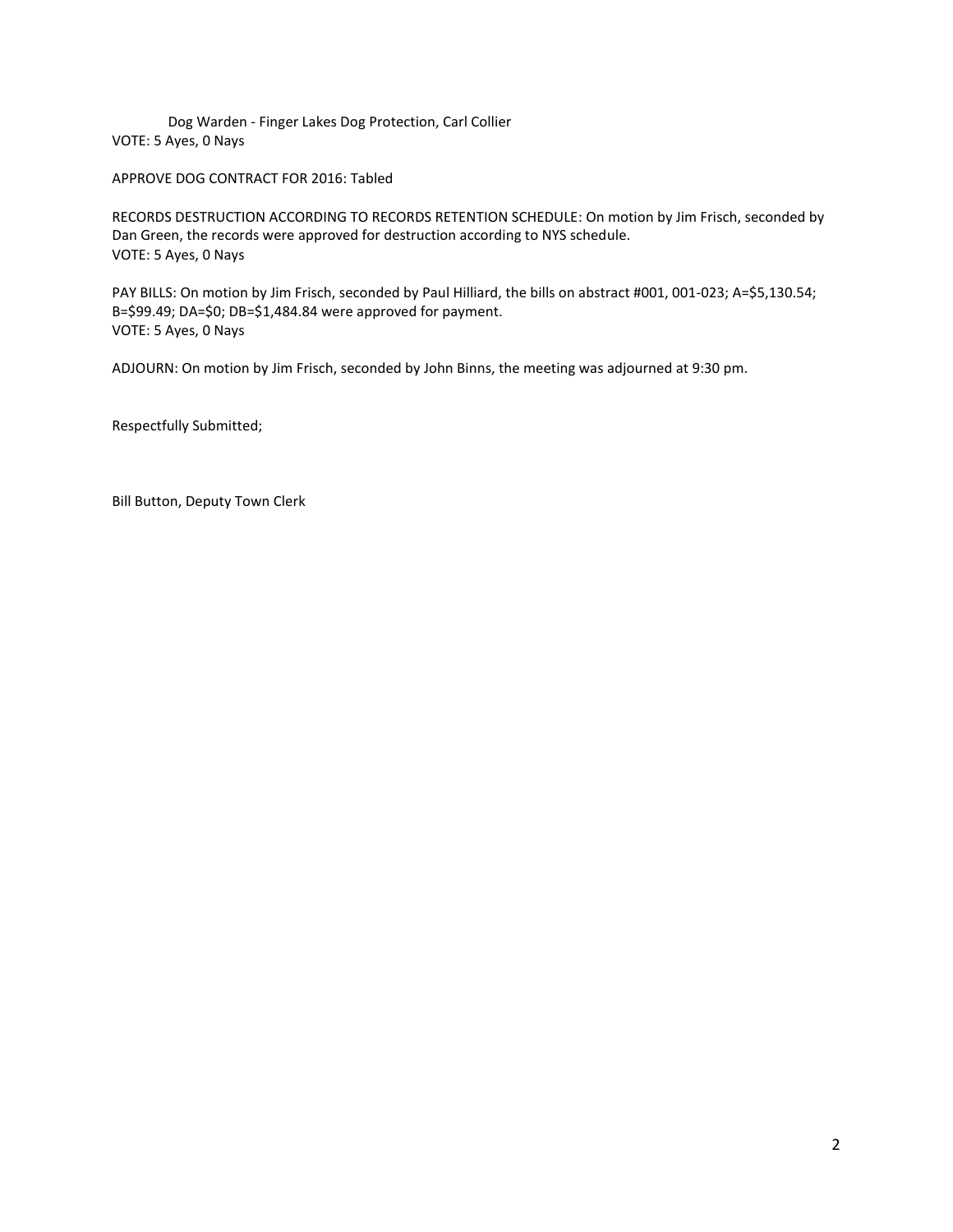Dog Warden - Finger Lakes Dog Protection, Carl Collier

VOTE: 5 Ayes, 0 Nays

APPROVE DOG CONTRACT FOR 2016: Tabled

RECORDS DESTRUCTION ACCORDING TO RECORDS RETENTION SCHEDULE: On motion by Jim Frisch, seconded by Dan Green, the records were approved for destruction according to NYS schedule.
VOTE: 5 Ayes, 0 Nays

PAY BILLS: On motion by Jim Frisch, seconded by Paul Hilliard, the bills on abstract #001, 001-023; A=$5,130.54; B=$99.49; DA=$0; DB=$1,484.84 were approved for payment.
VOTE: 5 Ayes, 0 Nays

ADJOURN: On motion by Jim Frisch, seconded by John Binns, the meeting was adjourned at 9:30 pm.

Respectfully Submitted;

Bill Button, Deputy Town Clerk